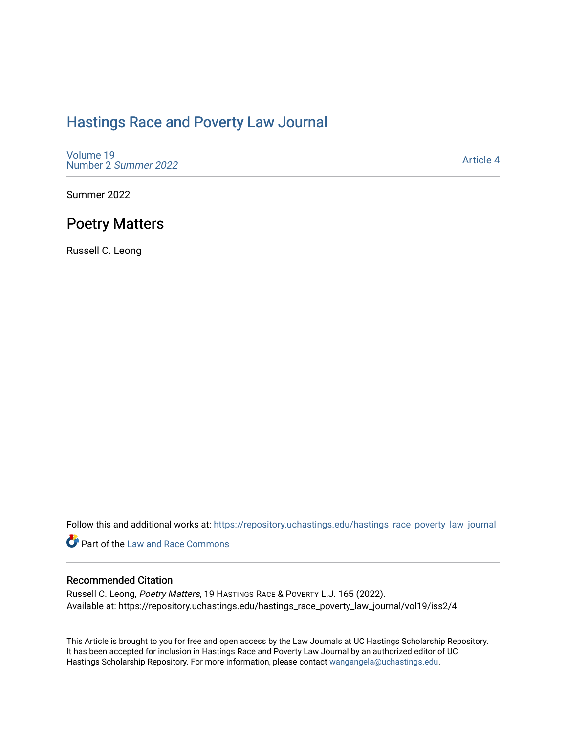# Hastings Race and Poverty Law Journal

Volume 19
Number 2 *Summer 2022*

Article 4

Summer 2022

## Poetry Matters

Russell C. Leong

Follow this and additional works at: https://repository.uchastings.edu/hastings_race_poverty_law_journal

Part of the Law and Race Commons

### Recommended Citation

Russell C. Leong, *Poetry Matters*, 19 HASTINGS RACE & POVERTY L.J. 165 (2022).
Available at: https://repository.uchastings.edu/hastings_race_poverty_law_journal/vol19/iss2/4

This Article is brought to you for free and open access by the Law Journals at UC Hastings Scholarship Repository. It has been accepted for inclusion in Hastings Race and Poverty Law Journal by an authorized editor of UC Hastings Scholarship Repository. For more information, please contact wangangela@uchastings.edu.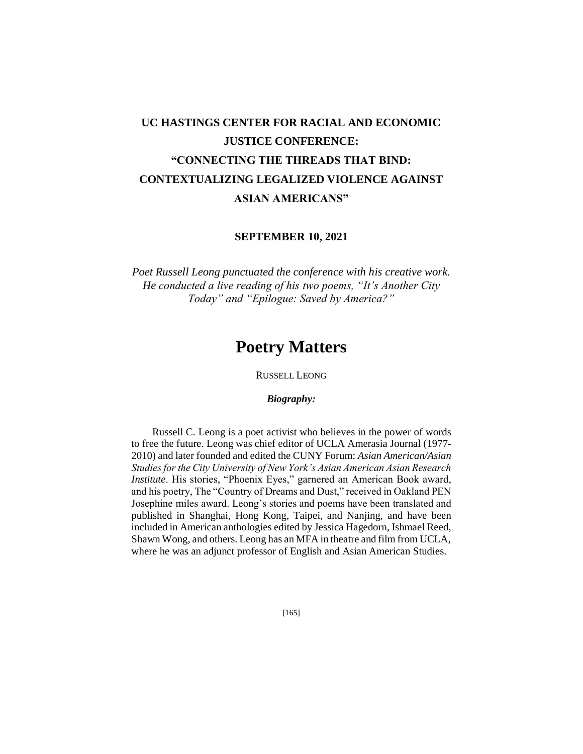# UC HASTINGS CENTER FOR RACIAL AND ECONOMIC JUSTICE CONFERENCE: "CONNECTING THE THREADS THAT BIND: CONTEXTUALIZING LEGALIZED VIOLENCE AGAINST ASIAN AMERICANS"

**SEPTEMBER 10, 2021**

*Poet Russell Leong punctuated the conference with his creative work. He conducted a live reading of his two poems, "It's Another City Today" and "Epilogue: Saved by America?"*

# Poetry Matters

RUSSELL LEONG

***Biography:***

Russell C. Leong is a poet activist who believes in the power of words to free the future. Leong was chief editor of UCLA Amerasia Journal (1977-2010) and later founded and edited the CUNY Forum: *Asian American/Asian Studies for the City University of New York's Asian American Asian Research Institute*. His stories, "Phoenix Eyes," garnered an American Book award, and his poetry, The "Country of Dreams and Dust," received in Oakland PEN Josephine miles award. Leong's stories and poems have been translated and published in Shanghai, Hong Kong, Taipei, and Nanjing, and have been included in American anthologies edited by Jessica Hagedorn, Ishmael Reed, Shawn Wong, and others. Leong has an MFA in theatre and film from UCLA, where he was an adjunct professor of English and Asian American Studies.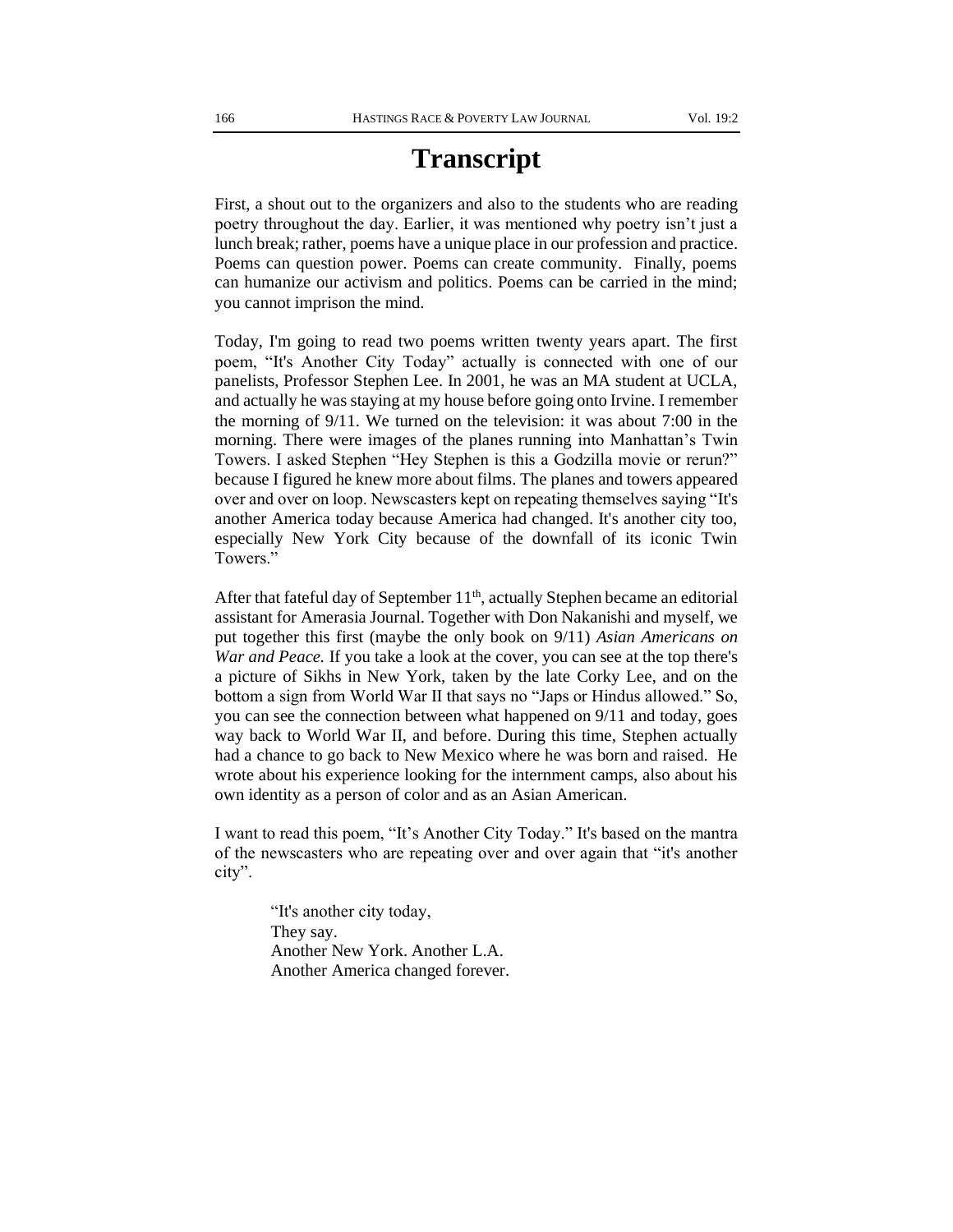# Transcript

First, a shout out to the organizers and also to the students who are reading poetry throughout the day. Earlier, it was mentioned why poetry isn't just a lunch break; rather, poems have a unique place in our profession and practice. Poems can question power. Poems can create community. Finally, poems can humanize our activism and politics. Poems can be carried in the mind; you cannot imprison the mind.

Today, I'm going to read two poems written twenty years apart. The first poem, "It's Another City Today" actually is connected with one of our panelists, Professor Stephen Lee. In 2001, he was an MA student at UCLA, and actually he was staying at my house before going onto Irvine. I remember the morning of 9/11. We turned on the television: it was about 7:00 in the morning. There were images of the planes running into Manhattan's Twin Towers. I asked Stephen "Hey Stephen is this a Godzilla movie or rerun?" because I figured he knew more about films. The planes and towers appeared over and over on loop. Newscasters kept on repeating themselves saying "It's another America today because America had changed. It's another city too, especially New York City because of the downfall of its iconic Twin Towers."

After that fateful day of September 11th, actually Stephen became an editorial assistant for Amerasia Journal. Together with Don Nakanishi and myself, we put together this first (maybe the only book on 9/11) *Asian Americans on War and Peace.* If you take a look at the cover, you can see at the top there's a picture of Sikhs in New York, taken by the late Corky Lee, and on the bottom a sign from World War II that says no "Japs or Hindus allowed." So, you can see the connection between what happened on 9/11 and today, goes way back to World War II, and before. During this time, Stephen actually had a chance to go back to New Mexico where he was born and raised. He wrote about his experience looking for the internment camps, also about his own identity as a person of color and as an Asian American.

I want to read this poem, "It's Another City Today." It's based on the mantra of the newscasters who are repeating over and over again that "it's another city".

> "It's another city today,
> They say.
> Another New York. Another L.A.
> Another America changed forever.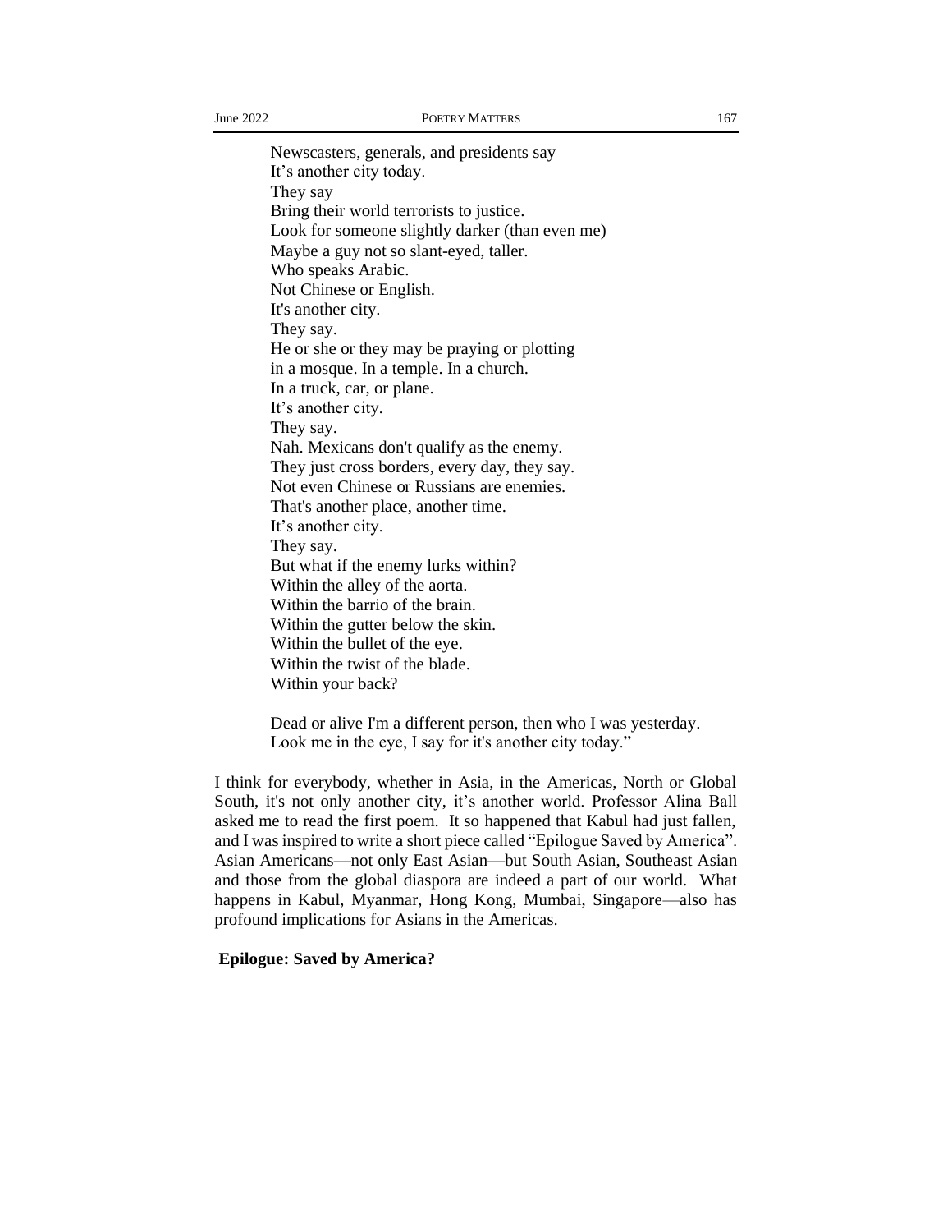Newscasters, generals, and presidents say  
It's another city today.  
They say  
Bring their world terrorists to justice.  
Look for someone slightly darker (than even me)  
Maybe a guy not so slant-eyed, taller.  
Who speaks Arabic.  
Not Chinese or English.  
It's another city.  
They say.  
He or she or they may be praying or plotting  
in a mosque. In a temple. In a church.  
In a truck, car, or plane.  
It's another city.  
They say.  
Nah. Mexicans don't qualify as the enemy.  
They just cross borders, every day, they say.  
Not even Chinese or Russians are enemies.  
That's another place, another time.  
It's another city.  
They say.  
But what if the enemy lurks within?  
Within the alley of the aorta.  
Within the barrio of the brain.  
Within the gutter below the skin.  
Within the bullet of the eye.  
Within the twist of the blade.  
Within your back?

Dead or alive I'm a different person, then who I was yesterday.  
Look me in the eye, I say for it's another city today."

I think for everybody, whether in Asia, in the Americas, North or Global South, it's not only another city, it's another world. Professor Alina Ball asked me to read the first poem. It so happened that Kabul had just fallen, and I was inspired to write a short piece called "Epilogue Saved by America". Asian Americans—not only East Asian—but South Asian, Southeast Asian and those from the global diaspora are indeed a part of our world. What happens in Kabul, Myanmar, Hong Kong, Mumbai, Singapore—also has profound implications for Asians in the Americas.

**Epilogue: Saved by America?**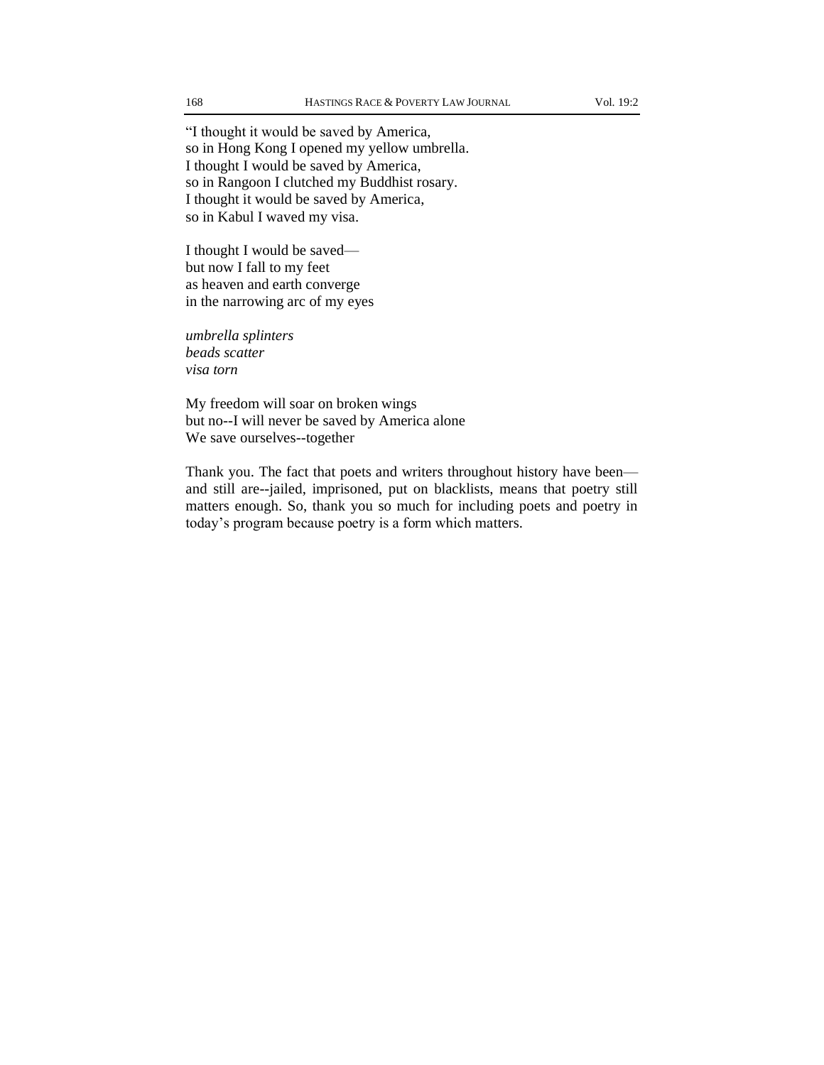"I thought it would be saved by America,  
so in Hong Kong I opened my yellow umbrella.  
I thought I would be saved by America,  
so in Rangoon I clutched my Buddhist rosary.  
I thought it would be saved by America,  
so in Kabul I waved my visa.

I thought I would be saved—  
but now I fall to my feet  
as heaven and earth converge  
in the narrowing arc of my eyes

*umbrella splinters*  
*beads scatter*  
*visa torn*

My freedom will soar on broken wings  
but no--I will never be saved by America alone  
We save ourselves--together

Thank you. The fact that poets and writers throughout history have been—and still are--jailed, imprisoned, put on blacklists, means that poetry still matters enough. So, thank you so much for including poets and poetry in today's program because poetry is a form which matters.